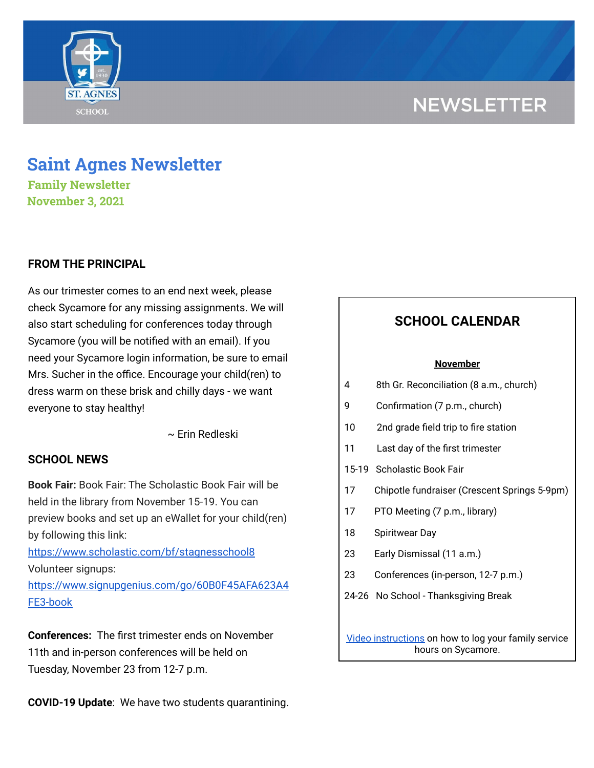NEWSLETTER

# Saint Agnes Newsletter

**Family Newsletter**
**November 3, 2021**

## FROM THE PRINCIPAL

As our trimester comes to an end next week, please check Sycamore for any missing assignments. We will also start scheduling for conferences today through Sycamore (you will be notified with an email). If you need your Sycamore login information, be sure to email Mrs. Sucher in the office. Encourage your child(ren) to dress warm on these brisk and chilly days - we want everyone to stay healthy!

~ Erin Redleski

## SCHOOL NEWS

**Book Fair:** Book Fair: The Scholastic Book Fair will be held in the library from November 15-19. You can preview books and set up an eWallet for your child(ren) by following this link: [https://www.scholastic.com/bf/stagnesschool8](https://www.scholastic.com/bf/stagnesschool8)
Volunteer signups: [https://www.signupgenius.com/go/60B0F45AFA623A4FE3-book](https://www.signupgenius.com/go/60B0F45AFA623A4FE3-book)

**Conferences:** The first trimester ends on November 11th and in-person conferences will be held on Tuesday, November 23 from 12-7 p.m.

**COVID-19 Update**: We have two students quarantining.

## SCHOOL CALENDAR

**November**

| | |
|---|---|
| 4 | 8th Gr. Reconciliation (8 a.m., church) |
| 9 | Confirmation (7 p.m., church) |
| 10 | 2nd grade field trip to fire station |
| 11 | Last day of the first trimester |
| 15-19 | Scholastic Book Fair |
| 17 | Chipotle fundraiser (Crescent Springs 5-9pm) |
| 17 | PTO Meeting (7 p.m., library) |
| 18 | Spiritwear Day |
| 23 | Early Dismissal (11 a.m.) |
| 23 | Conferences (in-person, 12-7 p.m.) |
| 24-26 | No School - Thanksgiving Break |

Video instructions on how to log your family service hours on Sycamore.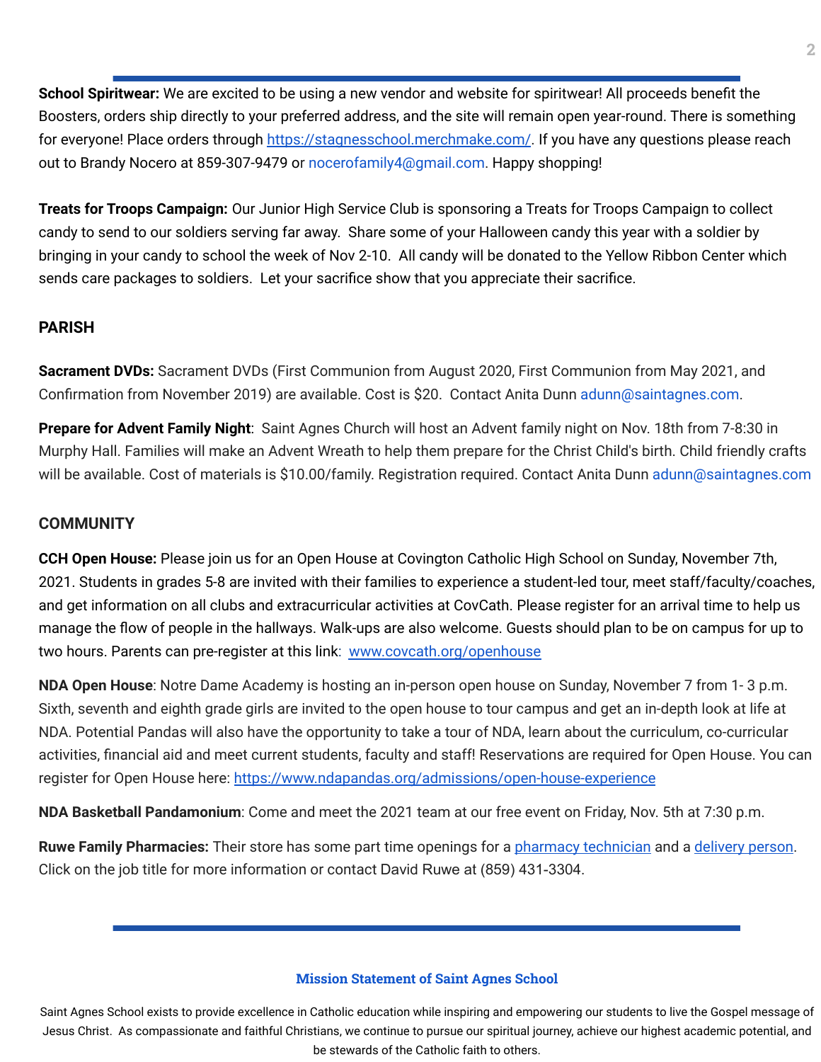**School Spiritwear:** We are excited to be using a new vendor and website for spiritwear! All proceeds benefit the Boosters, orders ship directly to your preferred address, and the site will remain open year-round. There is something for everyone! Place orders through https://stagnesschool.merchmake.com/. If you have any questions please reach out to Brandy Nocero at 859-307-9479 or nocerofamily4@gmail.com. Happy shopping!

**Treats for Troops Campaign:** Our Junior High Service Club is sponsoring a Treats for Troops Campaign to collect candy to send to our soldiers serving far away. Share some of your Halloween candy this year with a soldier by bringing in your candy to school the week of Nov 2-10. All candy will be donated to the Yellow Ribbon Center which sends care packages to soldiers. Let your sacrifice show that you appreciate their sacrifice.

**PARISH**

**Sacrament DVDs:** Sacrament DVDs (First Communion from August 2020, First Communion from May 2021, and Confirmation from November 2019) are available. Cost is $20. Contact Anita Dunn adunn@saintagnes.com.

**Prepare for Advent Family Night**: Saint Agnes Church will host an Advent family night on Nov. 18th from 7-8:30 in Murphy Hall. Families will make an Advent Wreath to help them prepare for the Christ Child's birth. Child friendly crafts will be available. Cost of materials is $10.00/family. Registration required. Contact Anita Dunn adunn@saintagnes.com

**COMMUNITY**

**CCH Open House:** Please join us for an Open House at Covington Catholic High School on Sunday, November 7th, 2021. Students in grades 5-8 are invited with their families to experience a student-led tour, meet staff/faculty/coaches, and get information on all clubs and extracurricular activities at CovCath. Please register for an arrival time to help us manage the flow of people in the hallways. Walk-ups are also welcome. Guests should plan to be on campus for up to two hours. Parents can pre-register at this link: www.covcath.org/openhouse

**NDA Open House**: Notre Dame Academy is hosting an in-person open house on Sunday, November 7 from 1- 3 p.m. Sixth, seventh and eighth grade girls are invited to the open house to tour campus and get an in-depth look at life at NDA. Potential Pandas will also have the opportunity to take a tour of NDA, learn about the curriculum, co-curricular activities, financial aid and meet current students, faculty and staff! Reservations are required for Open House. You can register for Open House here: https://www.ndapandas.org/admissions/open-house-experience

**NDA Basketball Pandamonium**: Come and meet the 2021 team at our free event on Friday, Nov. 5th at 7:30 p.m.

**Ruwe Family Pharmacies:** Their store has some part time openings for a pharmacy technician and a delivery person. Click on the job title for more information or contact David Ruwe at (859) 431-3304.

**Mission Statement of Saint Agnes School**

Saint Agnes School exists to provide excellence in Catholic education while inspiring and empowering our students to live the Gospel message of Jesus Christ. As compassionate and faithful Christians, we continue to pursue our spiritual journey, achieve our highest academic potential, and be stewards of the Catholic faith to others.